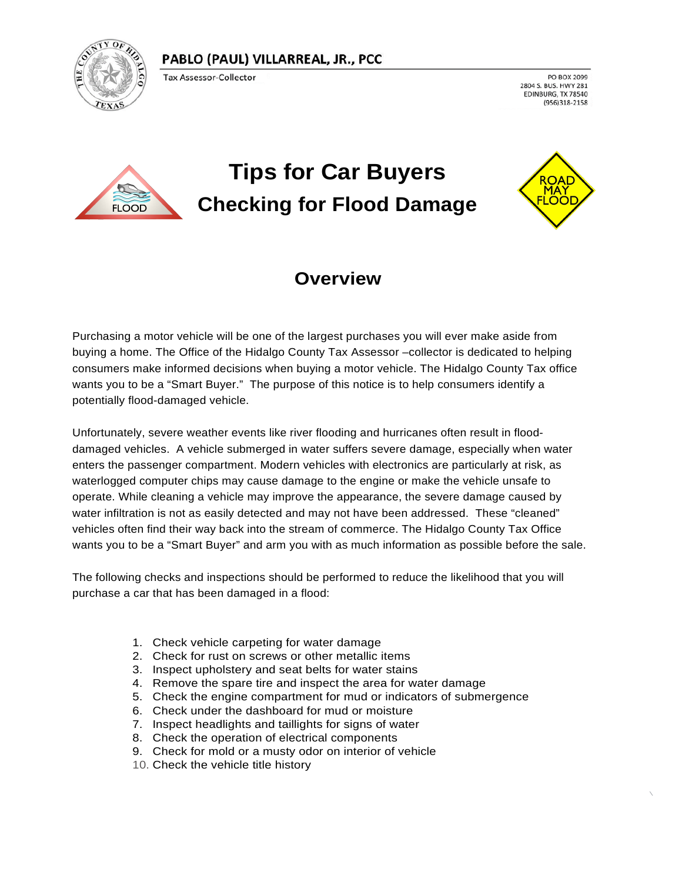**PABLO (PAUL) VILLARREAL, JR., PCC**

Tax Assessor-Collector

PO BOX 2099
2804 S. BUS. HWY 281
EDINBURG, TX 78540
(956)318-2158

# Tips for Car Buyers

## Checking for Flood Damage

## Overview

Purchasing a motor vehicle will be one of the largest purchases you will ever make aside from buying a home. The Office of the Hidalgo County Tax Assessor –collector is dedicated to helping consumers make informed decisions when buying a motor vehicle. The Hidalgo County Tax office wants you to be a "Smart Buyer." The purpose of this notice is to help consumers identify a potentially flood-damaged vehicle.

Unfortunately, severe weather events like river flooding and hurricanes often result in flood-damaged vehicles. A vehicle submerged in water suffers severe damage, especially when water enters the passenger compartment. Modern vehicles with electronics are particularly at risk, as waterlogged computer chips may cause damage to the engine or make the vehicle unsafe to operate. While cleaning a vehicle may improve the appearance, the severe damage caused by water infiltration is not as easily detected and may not have been addressed. These "cleaned" vehicles often find their way back into the stream of commerce. The Hidalgo County Tax Office wants you to be a "Smart Buyer" and arm you with as much information as possible before the sale.

The following checks and inspections should be performed to reduce the likelihood that you will purchase a car that has been damaged in a flood:

1. Check vehicle carpeting for water damage
2. Check for rust on screws or other metallic items
3. Inspect upholstery and seat belts for water stains
4. Remove the spare tire and inspect the area for water damage
5. Check the engine compartment for mud or indicators of submergence
6. Check under the dashboard for mud or moisture
7. Inspect headlights and taillights for signs of water
8. Check the operation of electrical components
9. Check for mold or a musty odor on interior of vehicle
10. Check the vehicle title history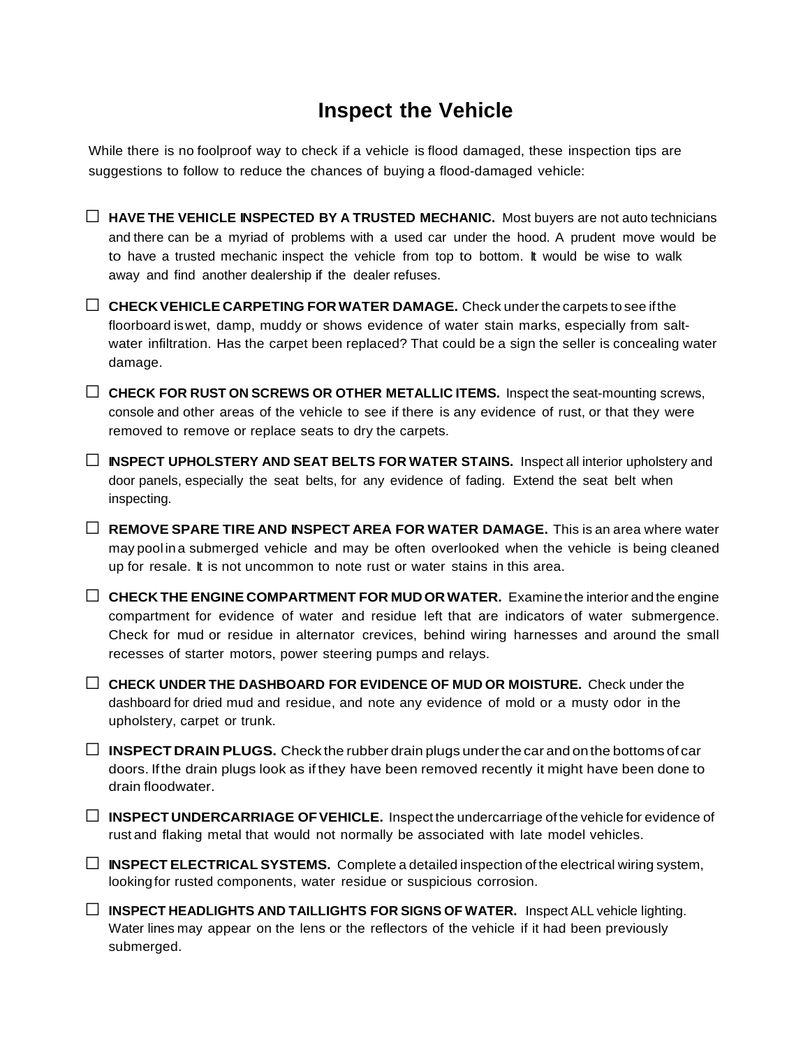# Inspect the Vehicle

While there is no foolproof way to check if a vehicle is flood damaged, these inspection tips are suggestions to follow to reduce the chances of buying a flood-damaged vehicle:

- ☐ **HAVE THE VEHICLE INSPECTED BY A TRUSTED MECHANIC.** Most buyers are not auto technicians and there can be a myriad of problems with a used car under the hood. A prudent move would be to have a trusted mechanic inspect the vehicle from top to bottom. It would be wise to walk away and find another dealership if the dealer refuses.
- ☐ **CHECK VEHICLE CARPETING FOR WATER DAMAGE.** Check under the carpets to see if the floorboard is wet, damp, muddy or shows evidence of water stain marks, especially from salt-water infiltration. Has the carpet been replaced? That could be a sign the seller is concealing water damage.
- ☐ **CHECK FOR RUST ON SCREWS OR OTHER METALLIC ITEMS.** Inspect the seat-mounting screws, console and other areas of the vehicle to see if there is any evidence of rust, or that they were removed to remove or replace seats to dry the carpets.
- ☐ **INSPECT UPHOLSTERY AND SEAT BELTS FOR WATER STAINS.** Inspect all interior upholstery and door panels, especially the seat belts, for any evidence of fading. Extend the seat belt when inspecting.
- ☐ **REMOVE SPARE TIRE AND INSPECT AREA FOR WATER DAMAGE.** This is an area where water may pool in a submerged vehicle and may be often overlooked when the vehicle is being cleaned up for resale. It is not uncommon to note rust or water stains in this area.
- ☐ **CHECK THE ENGINE COMPARTMENT FOR MUD OR WATER.** Examine the interior and the engine compartment for evidence of water and residue left that are indicators of water submergence. Check for mud or residue in alternator crevices, behind wiring harnesses and around the small recesses of starter motors, power steering pumps and relays.
- ☐ **CHECK UNDER THE DASHBOARD FOR EVIDENCE OF MUD OR MOISTURE.** Check under the dashboard for dried mud and residue, and note any evidence of mold or a musty odor in the upholstery, carpet or trunk.
- ☐ **INSPECT DRAIN PLUGS.** Check the rubber drain plugs under the car and on the bottoms of car doors. If the drain plugs look as if they have been removed recently it might have been done to drain floodwater.
- ☐ **INSPECT UNDERCARRIAGE OF VEHICLE.** Inspect the undercarriage of the vehicle for evidence of rust and flaking metal that would not normally be associated with late model vehicles.
- ☐ **INSPECT ELECTRICAL SYSTEMS.** Complete a detailed inspection of the electrical wiring system, looking for rusted components, water residue or suspicious corrosion.
- ☐ **INSPECT HEADLIGHTS AND TAILLIGHTS FOR SIGNS OF WATER.** Inspect ALL vehicle lighting. Water lines may appear on the lens or the reflectors of the vehicle if it had been previously submerged.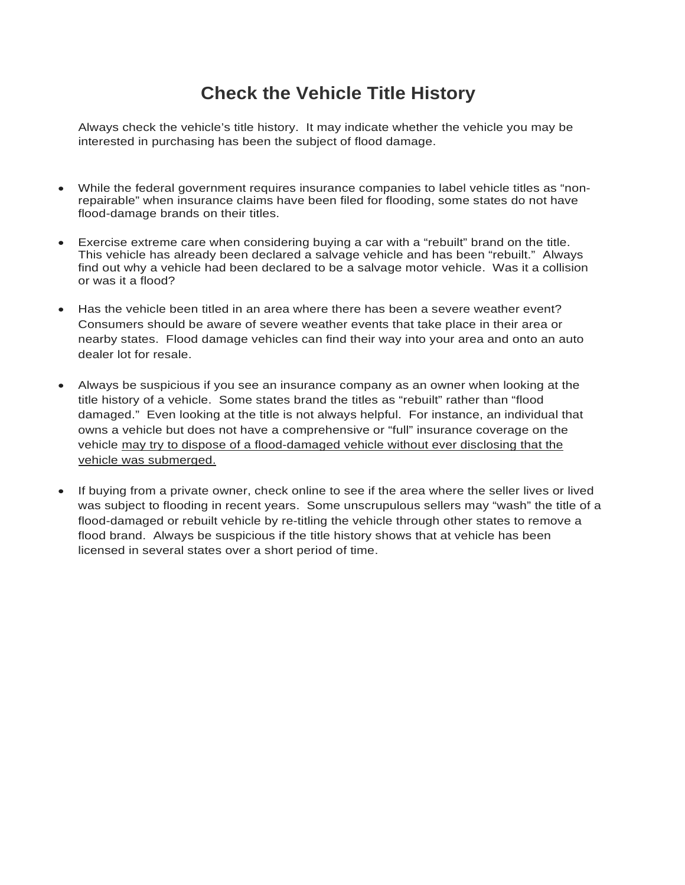# Check the Vehicle Title History

Always check the vehicle's title history. It may indicate whether the vehicle you may be interested in purchasing has been the subject of flood damage.

- While the federal government requires insurance companies to label vehicle titles as "non-repairable" when insurance claims have been filed for flooding, some states do not have flood-damage brands on their titles.

- Exercise extreme care when considering buying a car with a "rebuilt" brand on the title. This vehicle has already been declared a salvage vehicle and has been "rebuilt." Always find out why a vehicle had been declared to be a salvage motor vehicle. Was it a collision or was it a flood?

- Has the vehicle been titled in an area where there has been a severe weather event? Consumers should be aware of severe weather events that take place in their area or nearby states. Flood damage vehicles can find their way into your area and onto an auto dealer lot for resale.

- Always be suspicious if you see an insurance company as an owner when looking at the title history of a vehicle. Some states brand the titles as "rebuilt" rather than "flood damaged." Even looking at the title is not always helpful. For instance, an individual that owns a vehicle but does not have a comprehensive or "full" insurance coverage on the vehicle <u>may try to dispose of a flood-damaged vehicle without ever disclosing that the vehicle was submerged.</u>

- If buying from a private owner, check online to see if the area where the seller lives or lived was subject to flooding in recent years. Some unscrupulous sellers may "wash" the title of a flood-damaged or rebuilt vehicle by re-titling the vehicle through other states to remove a flood brand. Always be suspicious if the title history shows that at vehicle has been licensed in several states over a short period of time.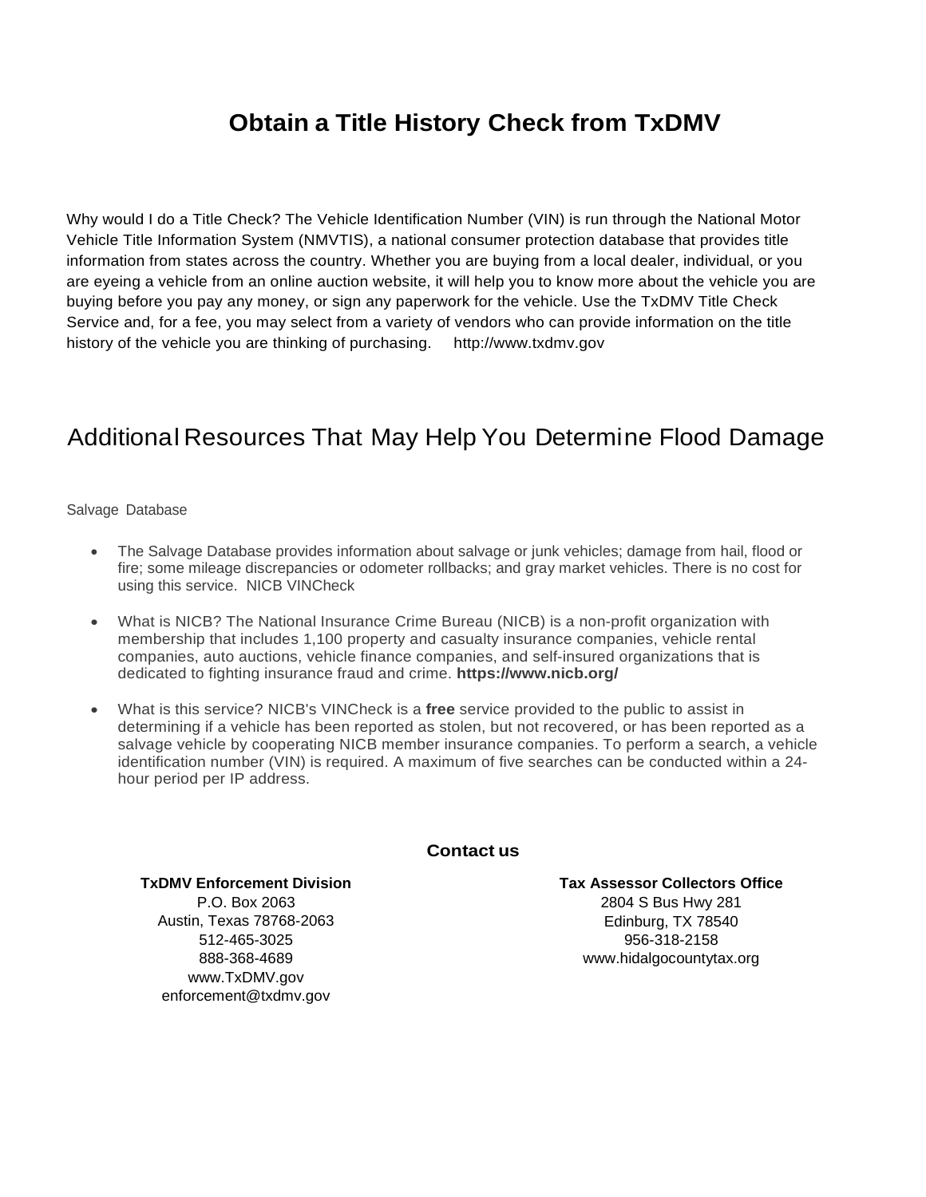# Obtain a Title History Check from TxDMV

Why would I do a Title Check? The Vehicle Identification Number (VIN) is run through the National Motor Vehicle Title Information System (NMVTIS), a national consumer protection database that provides title information from states across the country. Whether you are buying from a local dealer, individual, or you are eyeing a vehicle from an online auction website, it will help you to know more about the vehicle you are buying before you pay any money, or sign any paperwork for the vehicle. Use the TxDMV Title Check Service and, for a fee, you may select from a variety of vendors who can provide information on the title history of the vehicle you are thinking of purchasing. http://www.txdmv.gov

## Additional Resources That May Help You Determine Flood Damage

Salvage Database

- The Salvage Database provides information about salvage or junk vehicles; damage from hail, flood or fire; some mileage discrepancies or odometer rollbacks; and gray market vehicles. There is no cost for using this service. NICB VINCheck
- What is NICB? The National Insurance Crime Bureau (NICB) is a non-profit organization with membership that includes 1,100 property and casualty insurance companies, vehicle rental companies, auto auctions, vehicle finance companies, and self-insured organizations that is dedicated to fighting insurance fraud and crime. **https://www.nicb.org/**
- What is this service? NICB's VINCheck is a **free** service provided to the public to assist in determining if a vehicle has been reported as stolen, but not recovered, or has been reported as a salvage vehicle by cooperating NICB member insurance companies. To perform a search, a vehicle identification number (VIN) is required. A maximum of five searches can be conducted within a 24-hour period per IP address.

**Contact us**

**TxDMV Enforcement Division**
P.O. Box 2063
Austin, Texas 78768-2063
512-465-3025
888-368-4689
www.TxDMV.gov
enforcement@txdmv.gov

**Tax Assessor Collectors Office**
2804 S Bus Hwy 281
Edinburg, TX 78540
956-318-2158
www.hidalgocountytax.org